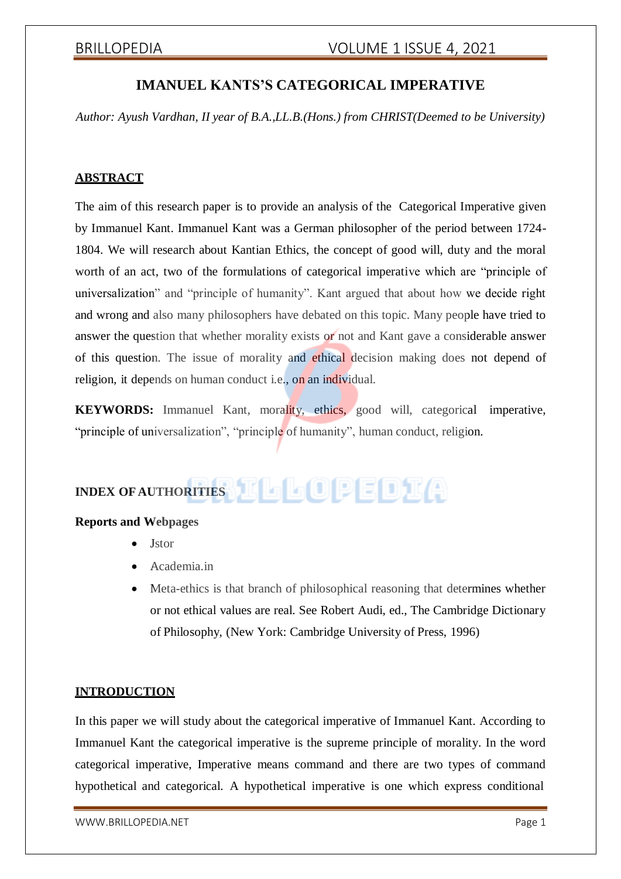# IMANUEL KANTS'S CATEGORICAL IMPERATIVE

*Author: Ayush Vardhan, II year of B.A.,LL.B.(Hons.) from CHRIST(Deemed to be University)*

## ABSTRACT

The aim of this research paper is to provide an analysis of the Categorical Imperative given by Immanuel Kant. Immanuel Kant was a German philosopher of the period between 1724-1804. We will research about Kantian Ethics, the concept of good will, duty and the moral worth of an act, two of the formulations of categorical imperative which are "principle of universalization" and "principle of humanity". Kant argued that about how we decide right and wrong and also many philosophers have debated on this topic. Many people have tried to answer the question that whether morality exists or not and Kant gave a considerable answer of this question. The issue of morality and ethical decision making does not depend of religion, it depends on human conduct i.e., on an individual.

**KEYWORDS:** Immanuel Kant, morality, ethics, good will, categorical imperative, "principle of universalization", "principle of humanity", human conduct, religion.

## INDEX OF AUTHORITIES

### Reports and Webpages

- Jstor
- Academia.in
- Meta-ethics is that branch of philosophical reasoning that determines whether or not ethical values are real. See Robert Audi, ed., The Cambridge Dictionary of Philosophy, (New York: Cambridge University of Press, 1996)

## INTRODUCTION

In this paper we will study about the categorical imperative of Immanuel Kant. According to Immanuel Kant the categorical imperative is the supreme principle of morality. In the word categorical imperative, Imperative means command and there are two types of command hypothetical and categorical. A hypothetical imperative is one which express conditional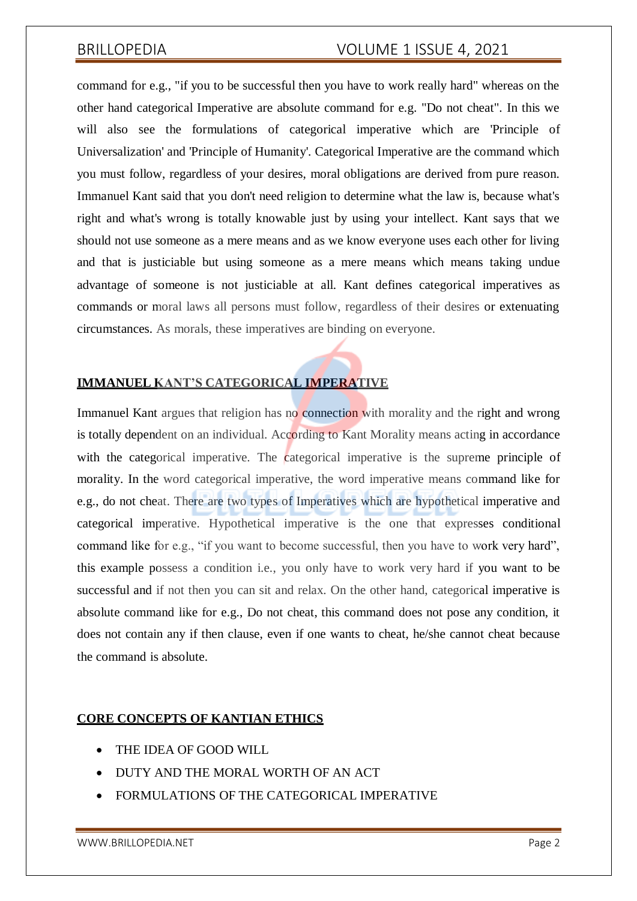command for e.g., "if you to be successful then you have to work really hard" whereas on the other hand categorical Imperative are absolute command for e.g. "Do not cheat". In this we will also see the formulations of categorical imperative which are 'Principle of Universalization' and 'Principle of Humanity'. Categorical Imperative are the command which you must follow, regardless of your desires, moral obligations are derived from pure reason. Immanuel Kant said that you don't need religion to determine what the law is, because what's right and what's wrong is totally knowable just by using your intellect. Kant says that we should not use someone as a mere means and as we know everyone uses each other for living and that is justiciable but using someone as a mere means which means taking undue advantage of someone is not justiciable at all. Kant defines categorical imperatives as commands or moral laws all persons must follow, regardless of their desires or extenuating circumstances. As morals, these imperatives are binding on everyone.

## IMMANUEL KANT'S CATEGORICAL IMPERATIVE

Immanuel Kant argues that religion has no connection with morality and the right and wrong is totally dependent on an individual. According to Kant Morality means acting in accordance with the categorical imperative. The categorical imperative is the supreme principle of morality. In the word categorical imperative, the word imperative means command like for e.g., do not cheat. There are two types of Imperatives which are hypothetical imperative and categorical imperative. Hypothetical imperative is the one that expresses conditional command like for e.g., "if you want to become successful, then you have to work very hard", this example possess a condition i.e., you only have to work very hard if you want to be successful and if not then you can sit and relax. On the other hand, categorical imperative is absolute command like for e.g., Do not cheat, this command does not pose any condition, it does not contain any if then clause, even if one wants to cheat, he/she cannot cheat because the command is absolute.

## CORE CONCEPTS OF KANTIAN ETHICS

- THE IDEA OF GOOD WILL
- DUTY AND THE MORAL WORTH OF AN ACT
- FORMULATIONS OF THE CATEGORICAL IMPERATIVE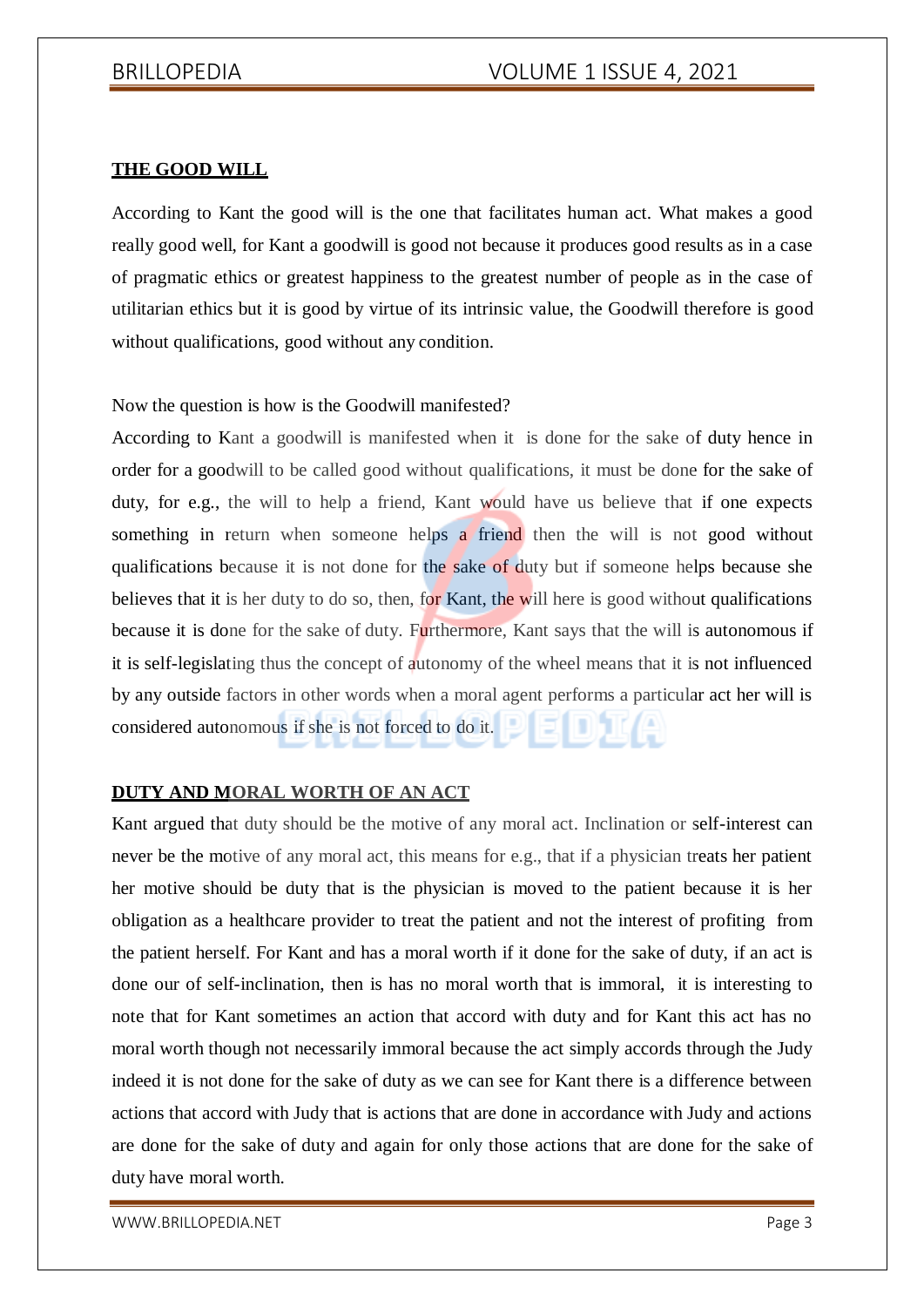## THE GOOD WILL

According to Kant the good will is the one that facilitates human act. What makes a good really good well, for Kant a goodwill is good not because it produces good results as in a case of pragmatic ethics or greatest happiness to the greatest number of people as in the case of utilitarian ethics but it is good by virtue of its intrinsic value, the Goodwill therefore is good without qualifications, good without any condition.

Now the question is how is the Goodwill manifested?

According to Kant a goodwill is manifested when it is done for the sake of duty hence in order for a goodwill to be called good without qualifications, it must be done for the sake of duty, for e.g., the will to help a friend, Kant would have us believe that if one expects something in return when someone helps a friend then the will is not good without qualifications because it is not done for the sake of duty but if someone helps because she believes that it is her duty to do so, then, for Kant, the will here is good without qualifications because it is done for the sake of duty. Furthermore, Kant says that the will is autonomous if it is self-legislating thus the concept of autonomy of the wheel means that it is not influenced by any outside factors in other words when a moral agent performs a particular act her will is considered autonomous if she is not forced to do it.

## DUTY AND MORAL WORTH OF AN ACT

Kant argued that duty should be the motive of any moral act. Inclination or self-interest can never be the motive of any moral act, this means for e.g., that if a physician treats her patient her motive should be duty that is the physician is moved to the patient because it is her obligation as a healthcare provider to treat the patient and not the interest of profiting from the patient herself. For Kant and has a moral worth if it done for the sake of duty, if an act is done our of self-inclination, then is has no moral worth that is immoral, it is interesting to note that for Kant sometimes an action that accord with duty and for Kant this act has no moral worth though not necessarily immoral because the act simply accords through the Judy indeed it is not done for the sake of duty as we can see for Kant there is a difference between actions that accord with Judy that is actions that are done in accordance with Judy and actions are done for the sake of duty and again for only those actions that are done for the sake of duty have moral worth.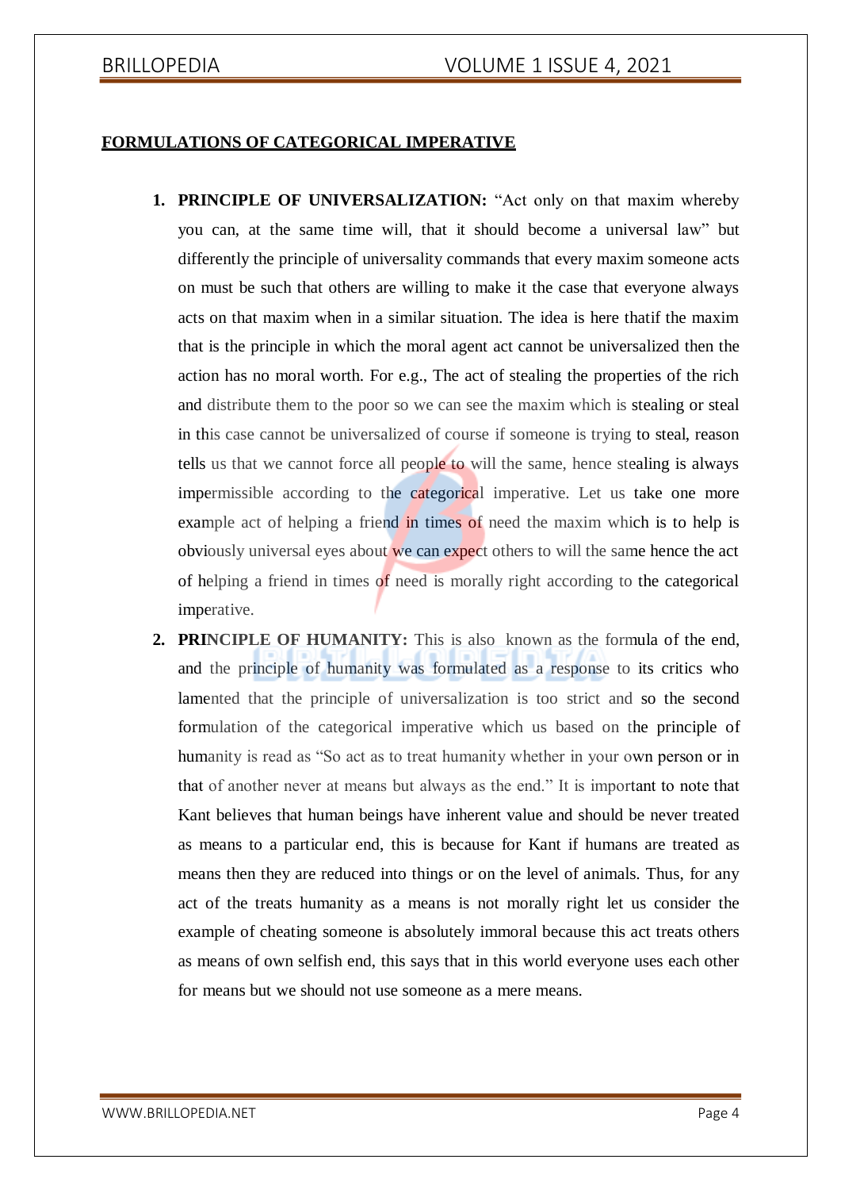**FORMULATIONS OF CATEGORICAL IMPERATIVE**

1. **PRINCIPLE OF UNIVERSALIZATION:** "Act only on that maxim whereby you can, at the same time will, that it should become a universal law" but differently the principle of universality commands that every maxim someone acts on must be such that others are willing to make it the case that everyone always acts on that maxim when in a similar situation. The idea is here thatif the maxim that is the principle in which the moral agent act cannot be universalized then the action has no moral worth. For e.g., The act of stealing the properties of the rich and distribute them to the poor so we can see the maxim which is stealing or steal in this case cannot be universalized of course if someone is trying to steal, reason tells us that we cannot force all people to will the same, hence stealing is always impermissible according to the categorical imperative. Let us take one more example act of helping a friend in times of need the maxim which is to help is obviously universal eyes about we can expect others to will the same hence the act of helping a friend in times of need is morally right according to the categorical imperative.
2. **PRINCIPLE OF HUMANITY:** This is also known as the formula of the end, and the principle of humanity was formulated as a response to its critics who lamented that the principle of universalization is too strict and so the second formulation of the categorical imperative which us based on the principle of humanity is read as "So act as to treat humanity whether in your own person or in that of another never at means but always as the end." It is important to note that Kant believes that human beings have inherent value and should be never treated as means to a particular end, this is because for Kant if humans are treated as means then they are reduced into things or on the level of animals. Thus, for any act of the treats humanity as a means is not morally right let us consider the example of cheating someone is absolutely immoral because this act treats others as means of own selfish end, this says that in this world everyone uses each other for means but we should not use someone as a mere means.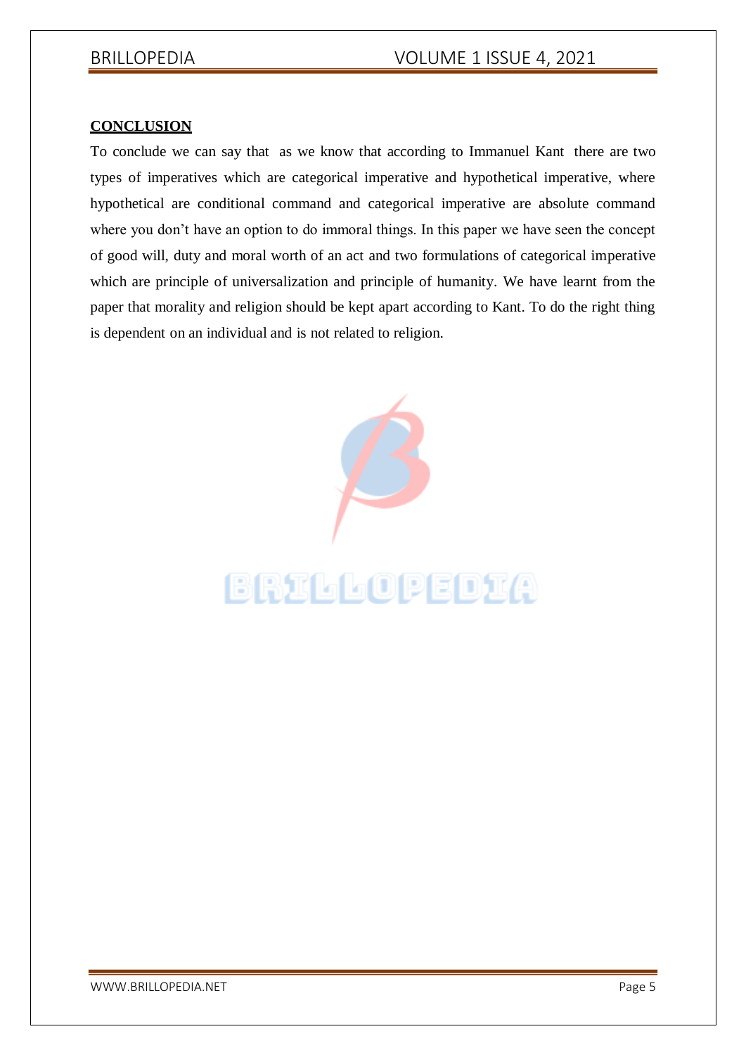## CONCLUSION

To conclude we can say that as we know that according to Immanuel Kant there are two types of imperatives which are categorical imperative and hypothetical imperative, where hypothetical are conditional command and categorical imperative are absolute command where you don't have an option to do immoral things. In this paper we have seen the concept of good will, duty and moral worth of an act and two formulations of categorical imperative which are principle of universalization and principle of humanity. We have learnt from the paper that morality and religion should be kept apart according to Kant. To do the right thing is dependent on an individual and is not related to religion.